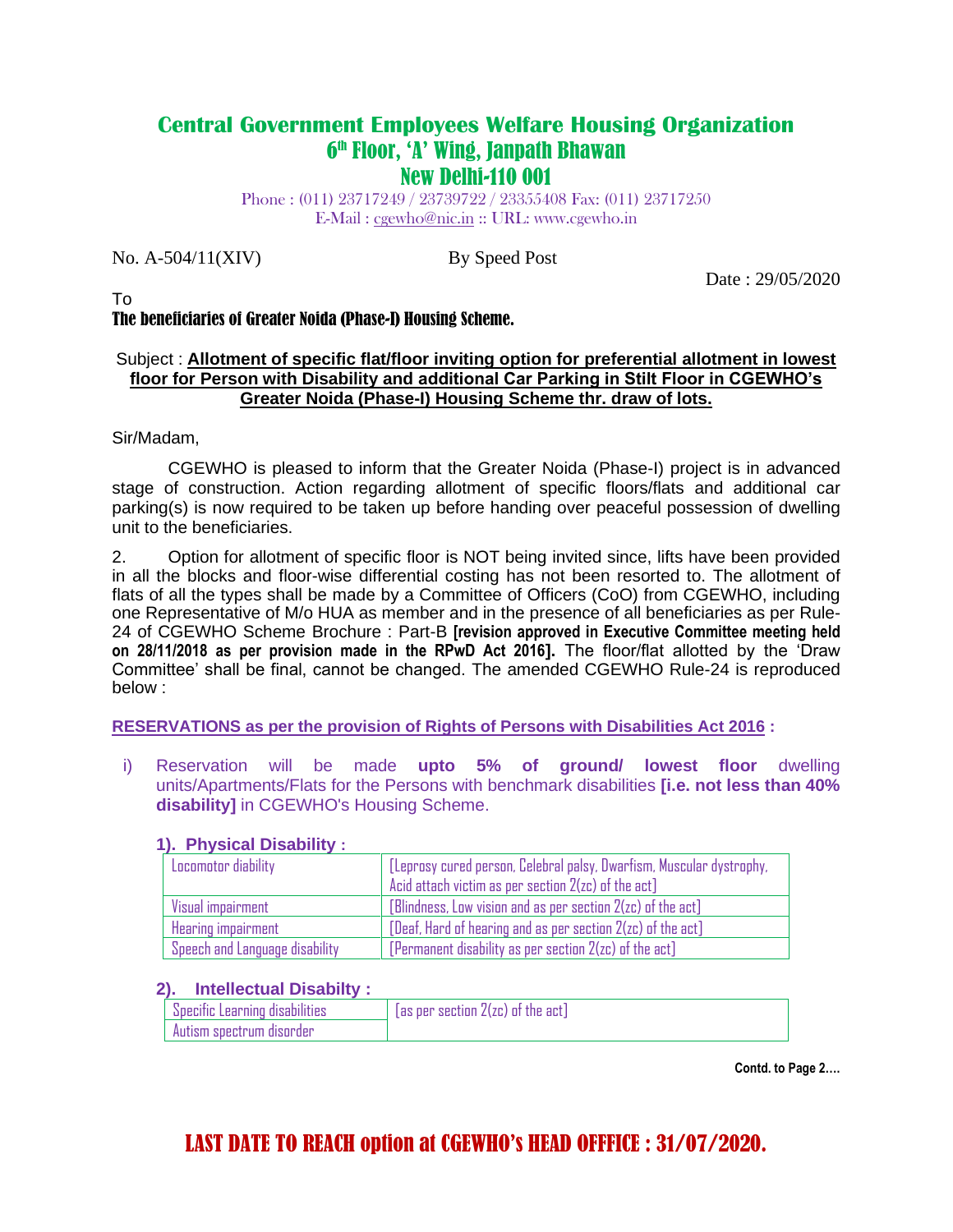# Central Government Employees Welfare Housing Organization

## 6th Floor, 'A' Wing, Janpath Bhawan

## New Delhi-110 001

Phone : (011) 23717249 / 23739722 / 23355408 Fax: (011) 23717250
E-Mail : cgewho@nic.in :: URL: www.cgewho.in

No. A-504/11(XIV) By Speed Post

Date : 29/05/2020

To
**The beneficiaries of Greater Noida (Phase-I) Housing Scheme.**

Subject : **Allotment of specific flat/floor inviting option for preferential allotment in lowest floor for Person with Disability and additional Car Parking in Stilt Floor in CGEWHO's Greater Noida (Phase-I) Housing Scheme thr. draw of lots.**

Sir/Madam,

CGEWHO is pleased to inform that the Greater Noida (Phase-I) project is in advanced stage of construction. Action regarding allotment of specific floors/flats and additional car parking(s) is now required to be taken up before handing over peaceful possession of dwelling unit to the beneficiaries.

2. Option for allotment of specific floor is NOT being invited since, lifts have been provided in all the blocks and floor-wise differential costing has not been resorted to. The allotment of flats of all the types shall be made by a Committee of Officers (CoO) from CGEWHO, including one Representative of M/o HUA as member and in the presence of all beneficiaries as per Rule-24 of CGEWHO Scheme Brochure : Part-B **[revision approved in Executive Committee meeting held on 28/11/2018 as per provision made in the RPwD Act 2016].** The floor/flat allotted by the 'Draw Committee' shall be final, cannot be changed. The amended CGEWHO Rule-24 is reproduced below :

**RESERVATIONS as per the provision of Rights of Persons with Disabilities Act 2016 :**

i) Reservation will be made **upto 5% of ground/ lowest floor** dwelling units/Apartments/Flats for the Persons with benchmark disabilities **[i.e. not less than 40% disability]** in CGEWHO's Housing Scheme.

**1). Physical Disability :**

| Locomotor diability | [Leprosy cured person, Celebral palsy, Dwarfism, Muscular dystrophy, Acid attach victim as per section 2(zc) of the act] |
|---|---|
| Visual impairment | [Blindness, Low vision and as per section 2(zc) of the act] |
| Hearing impairment | [Deaf, Hard of hearing and as per section 2(zc) of the act] |
| Speech and Language disability | [Permanent disability as per section 2(zc) of the act] |

**2). Intellectual Disabilty :**

| Specific Learning disabilities | [as per section 2(zc) of the act] |
|---|---|
| Autism spectrum disorder | |

**Contd. to Page 2….**

**LAST DATE TO REACH option at CGEWHO's HEAD OFFICE : 31/07/2020.**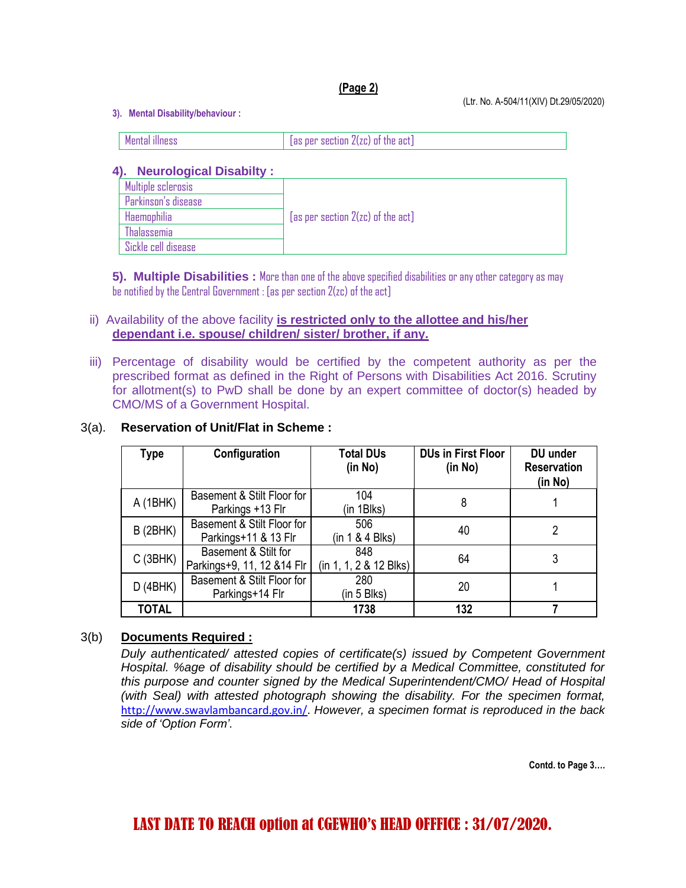(Ltr. No. A-504/11(XIV) Dt.29/05/2020)

**3). Mental Disability/behaviour :**

| Mental illness | [as per section 2(zc) of the act] |
|---|---|

### 4). Neurological Disabilty :

| | |
|---|---|
| Multiple sclerosis | [as per section 2(zc) of the act] |
| Parkinson's disease | |
| Haemophilia | |
| Thalassemia | |
| Sickle cell disease | |

**5). Multiple Disabilities :** More than one of the above specified disabilities or any other category as may be notified by the Central Government : [as per section 2(zc) of the act]

ii) Availability of the above facility **is restricted only to the allottee and his/her dependant i.e. spouse/ children/ sister/ brother, if any.**

iii) Percentage of disability would be certified by the competent authority as per the prescribed format as defined in the Right of Persons with Disabilities Act 2016. Scrutiny for allotment(s) to PwD shall be done by an expert committee of doctor(s) headed by CMO/MS of a Government Hospital.

3(a). **Reservation of Unit/Flat in Scheme :**

| Type | Configuration | Total DUs (in No) | DUs in First Floor (in No) | DU under Reservation (in No) |
|---|---|---|---|---|
| A (1BHK) | Basement & Stilt Floor for Parkings +13 Flr | 104 (in 1Blks) | 8 | 1 |
| B (2BHK) | Basement & Stilt Floor for Parkings+11 & 13 Flr | 506 (in 1 & 4 Blks) | 40 | 2 |
| C (3BHK) | Basement & Stilt for Parkings+9, 11, 12 &14 Flr | 848 (in 1, 1, 2 & 12 Blks) | 64 | 3 |
| D (4BHK) | Basement & Stilt Floor for Parkings+14 Flr | 280 (in 5 Blks) | 20 | 1 |
| **TOTAL** | | **1738** | **132** | **7** |

3(b) **Documents Required :**

*Duly authenticated/ attested copies of certificate(s) issued by Competent Government Hospital. %age of disability should be certified by a Medical Committee, constituted for this purpose and counter signed by the Medical Superintendent/CMO/ Head of Hospital (with Seal) with attested photograph showing the disability. For the specimen format,* http://www.swavlambancard.gov.in/. *However, a specimen format is reproduced in the back side of 'Option Form'.*

**Contd. to Page 3….**

**LAST DATE TO REACH option at CGEWHO's HEAD OFFICE : 31/07/2020.**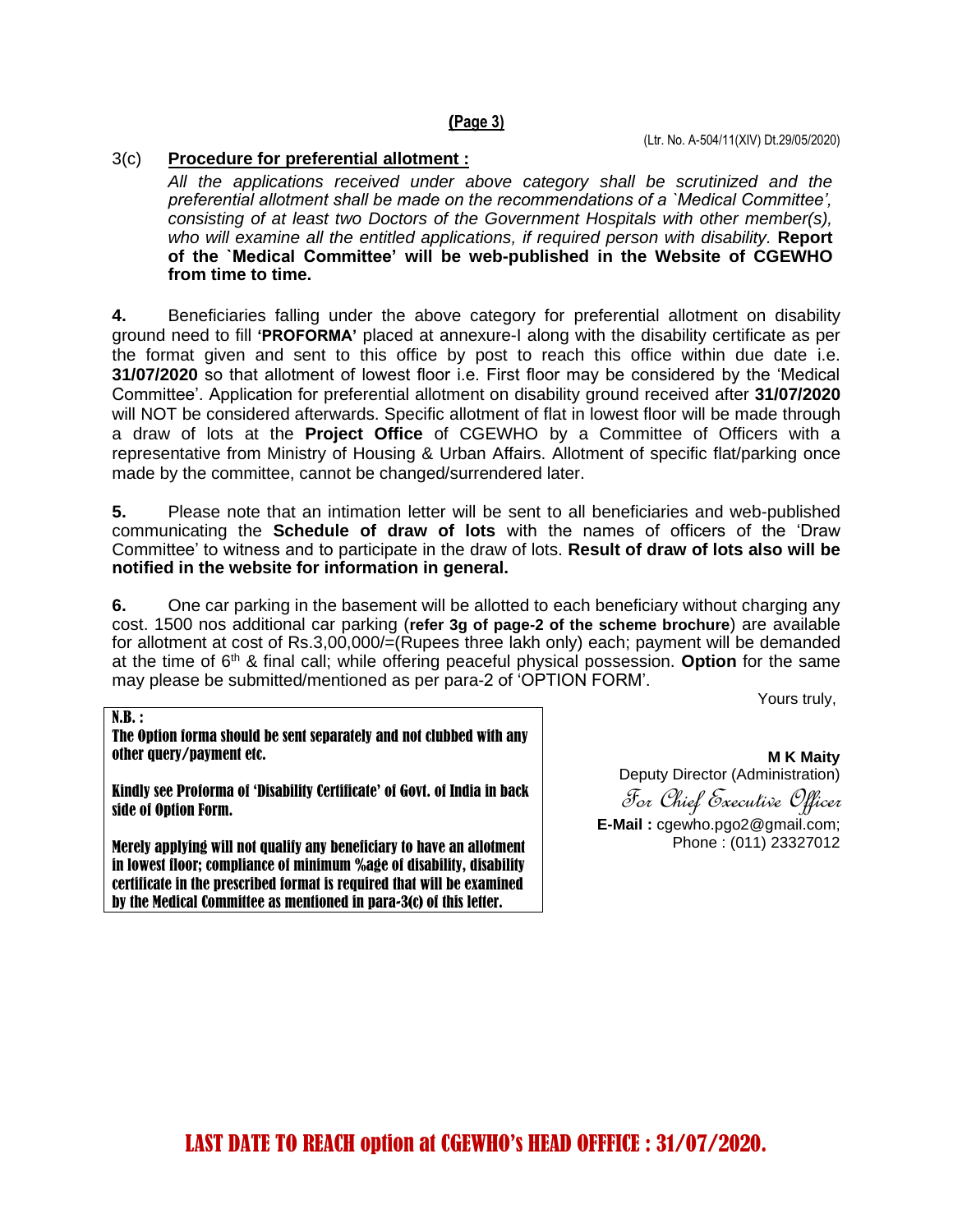(Ltr. No. A-504/11(XIV) Dt.29/05/2020)

3(c) **Procedure for preferential allotment :**

*All the applications received under above category shall be scrutinized and the preferential allotment shall be made on the recommendations of a `Medical Committee', consisting of at least two Doctors of the Government Hospitals with other member(s), who will examine all the entitled applications, if required person with disability.* **Report of the `Medical Committee' will be web-published in the Website of CGEWHO from time to time.**

**4.** Beneficiaries falling under the above category for preferential allotment on disability ground need to fill **'PROFORMA'** placed at annexure-I along with the disability certificate as per the format given and sent to this office by post to reach this office within due date i.e. **31/07/2020** so that allotment of lowest floor i.e. First floor may be considered by the 'Medical Committee'. Application for preferential allotment on disability ground received after **31/07/2020** will NOT be considered afterwards. Specific allotment of flat in lowest floor will be made through a draw of lots at the **Project Office** of CGEWHO by a Committee of Officers with a representative from Ministry of Housing & Urban Affairs. Allotment of specific flat/parking once made by the committee, cannot be changed/surrendered later.

**5.** Please note that an intimation letter will be sent to all beneficiaries and web-published communicating the **Schedule of draw of lots** with the names of officers of the 'Draw Committee' to witness and to participate in the draw of lots. **Result of draw of lots also will be notified in the website for information in general.**

**6.** One car parking in the basement will be allotted to each beneficiary without charging any cost. 1500 nos additional car parking (**refer 3g of page-2 of the scheme brochure**) are available for allotment at cost of Rs.3,00,000/=(Rupees three lakh only) each; payment will be demanded at the time of 6th & final call; while offering peaceful physical possession. **Option** for the same may please be submitted/mentioned as per para-2 of 'OPTION FORM'.

Yours truly,

**M K Maity**
Deputy Director (Administration)
*For Chief Executive Officer*
**E-Mail :** cgewho.pgo2@gmail.com;
Phone : (011) 23327012

**N.B. :**

**The Option forma should be sent separately and not clubbed with any other query/payment etc.**

**Kindly see Proforma of 'Disability Certificate' of Govt. of India in back side of Option Form.**

**Merely applying will not qualify any beneficiary to have an allotment in lowest floor; compliance of minimum %age of disability, disability certificate in the prescribed format is required that will be examined by the Medical Committee as mentioned in para-3(c) of this letter.**

**LAST DATE TO REACH option at CGEWHO's HEAD OFFICE : 31/07/2020.**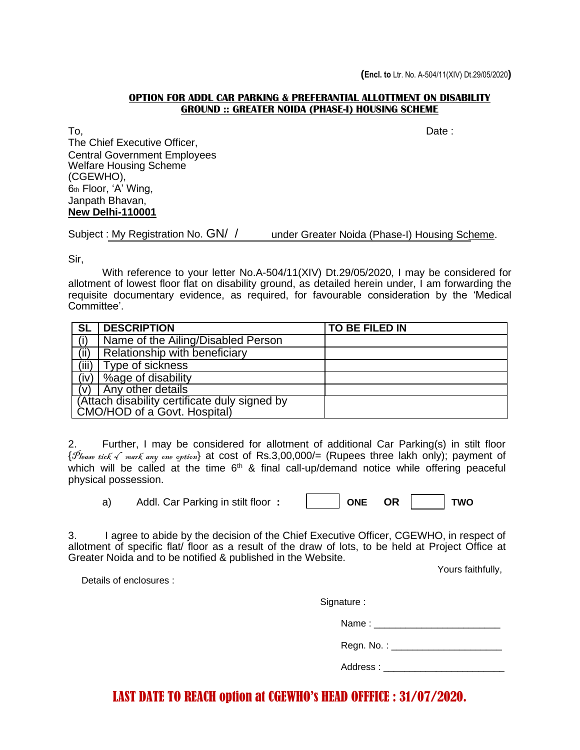**(Encl. to** Ltr. No. A-504/11(XIV) Dt.29/05/2020**)**

**OPTION FOR ADDL CAR PARKING & PREFERANTIAL ALLOTTMENT ON DISABILITY GROUND :: GREATER NOIDA (PHASE-I) HOUSING SCHEME**

To,
The Chief Executive Officer,
Central Government Employees
Welfare Housing Scheme
(CGEWHO),
6th Floor, 'A' Wing,
Janpath Bhavan,
**New Delhi-110001**

Date :

Subject : My Registration No. GN/ / under Greater Noida (Phase-I) Housing Scheme.

Sir,

With reference to your letter No.A-504/11(XIV) Dt.29/05/2020, I may be considered for allotment of lowest floor flat on disability ground, as detailed herein under, I am forwarding the requisite documentary evidence, as required, for favourable consideration by the 'Medical Committee'.

| SL | DESCRIPTION | TO BE FILED IN |
|---|---|---|
| (i) | Name of the Ailing/Disabled Person | |
| (ii) | Relationship with beneficiary | |
| (iii) | Type of sickness | |
| (iv) | %age of disability | |
| (v) | Any other details | |
| (Attach disability certificate duly signed by CMO/HOD of a Govt. Hospital) | | |

2. Further, I may be considered for allotment of additional Car Parking(s) in stilt floor {*Please tick √ mark any one option*} at cost of Rs.3,00,000/= (Rupees three lakh only); payment of which will be called at the time 6th & final call-up/demand notice while offering peaceful physical possession.

a) Addl. Car Parking in stilt floor **:** ☐ **ONE** **OR** ☐ **TWO**

3. I agree to abide by the decision of the Chief Executive Officer, CGEWHO, in respect of allotment of specific flat/ floor as a result of the draw of lots, to be held at Project Office at Greater Noida and to be notified & published in the Website.

Yours faithfully,

Details of enclosures :

Signature :

Name : ________________________

Regn. No. : ____________________

Address : ______________________

**LAST DATE TO REACH option at CGEWHO's HEAD OFFICE : 31/07/2020.**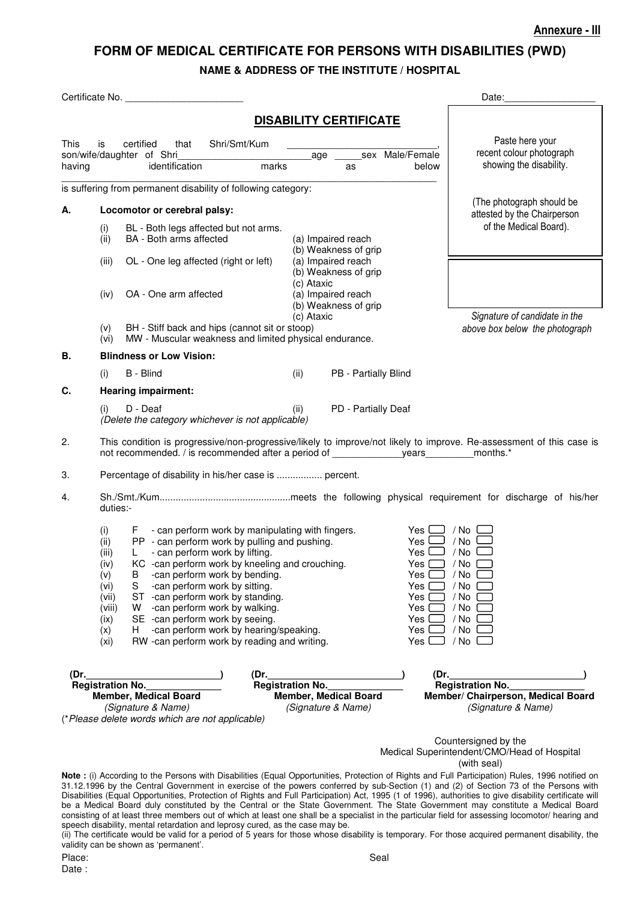**Annexure - III**

# FORM OF MEDICAL CERTIFICATE FOR PERSONS WITH DISABILITIES (PWD)

### NAME & ADDRESS OF THE INSTITUTE / HOSPITAL

Certificate No. ______________________ Date:_________________

## DISABILITY CERTIFICATE

Paste here your recent colour photograph showing the disability.

(The photograph should be attested by the Chairperson of the Medical Board).

*Signature of candidate in the above box below the photograph*

This is certified that Shri/Smt/Kum ____________________________, son/wife/daughter of Shri__________________________age _____sex Male/Female having identification marks as below ____________________________________________________________

is suffering from permanent disability of following category:

**A. Locomotor or cerebral palsy:**

- (i) BL - Both legs affected but not arms.
- (ii) BA - Both arms affected — (a) Impaired reach (b) Weakness of grip
- (iii) OL - One leg affected (right or left) — (a) Impaired reach (b) Weakness of grip (c) Ataxic
- (iv) OA - One arm affected — (a) Impaired reach (b) Weakness of grip (c) Ataxic
- (v) BH - Stiff back and hips (cannot sit or stoop)
- (vi) MW - Muscular weakness and limited physical endurance.

**B. Blindness or Low Vision:**

- (i) B - Blind
- (ii) PB - Partially Blind

**C. Hearing impairment:**

- (i) D - Deaf
- (ii) PD - Partially Deaf

*(Delete the category whichever is not applicable)*

2. This condition is progressive/non-progressive/likely to improve/not likely to improve. Re-assessment of this case is not recommended. / is recommended after a period of _____________years_________months.*

3. Percentage of disability in his/her case is ................. percent.

4. Sh./Smt./Kum................................................meets the following physical requirement for discharge of his/her duties:-

- (i) F - can perform work by manipulating with fingers. Yes ☐ / No ☐
- (ii) PP - can perform work by pulling and pushing. Yes ☐ / No ☐
- (iii) L - can perform work by lifting. Yes ☐ / No ☐
- (iv) KC -can perform work by kneeling and crouching. Yes ☐ / No ☐
- (v) B -can perform work by bending. Yes ☐ / No ☐
- (vi) S -can perform work by sitting. Yes ☐ / No ☐
- (vii) ST -can perform work by standing. Yes ☐ / No ☐
- (viii) W -can perform work by walking. Yes ☐ / No ☐
- (ix) SE -can perform work by seeing. Yes ☐ / No ☐
- (x) H -can perform work by hearing/speaking. Yes ☐ / No ☐
- (xi) RW -can perform work by reading and writing. Yes ☐ / No ☐

| | | |
|---|---|---|
| **(Dr.________________________)** | **(Dr.________________________)** | **(Dr.________________________)** |
| **Registration No.______________** | **Registration No.______________** | **Registration No.______________** |
| **Member, Medical Board** | **Member, Medical Board** | **Member/ Chairperson, Medical Board** |
| *(Signature & Name)* | *(Signature & Name)* | *(Signature & Name)* |

(*Please delete words which are not applicable)

Countersigned by the
Medical Superintendent/CMO/Head of Hospital
(with seal)

**Note :** (i) According to the Persons with Disabilities (Equal Opportunities, Protection of Rights and Full Participation) Rules, 1996 notified on 31.12.1996 by the Central Government in exercise of the powers conferred by sub-Section (1) and (2) of Section 73 of the Persons with Disabilities (Equal Opportunities, Protection of Rights and Full Participation) Act, 1995 (1 of 1996), authorities to give disability certificate will be a Medical Board duly constituted by the Central or the State Government. The State Government may constitute a Medical Board consisting of at least three members out of which at least one shall be a specialist in the particular field for assessing locomotor/ hearing and speech disability, mental retardation and leprosy cured, as the case may be.
(ii) The certificate would be valid for a period of 5 years for those whose disability is temporary. For those acquired permanent disability, the validity can be shown as 'permanent'.

Place: Seal
Date :